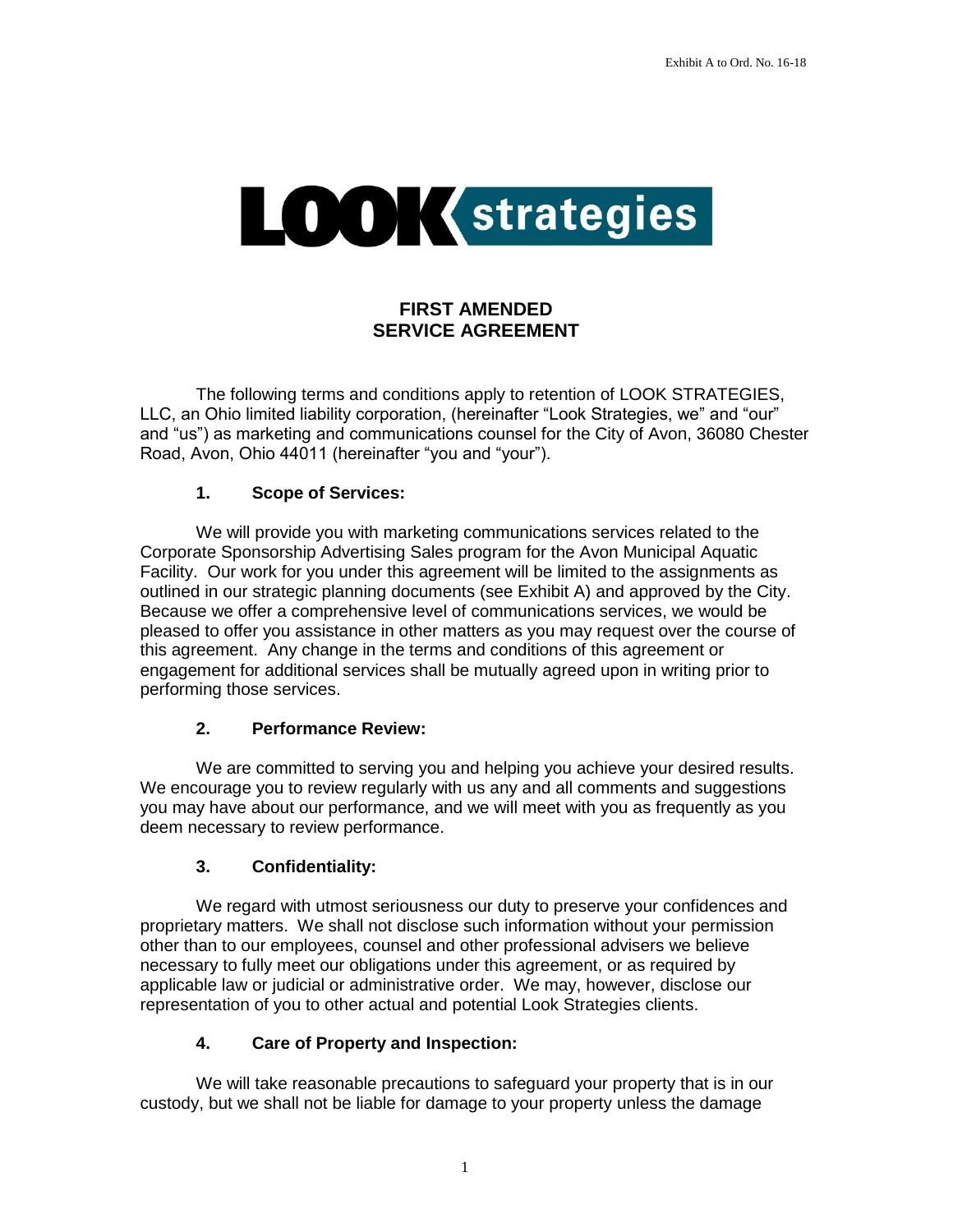Exhibit A to Ord. No. 16-18

LOOK strategies

# FIRST AMENDED SERVICE AGREEMENT

The following terms and conditions apply to retention of LOOK STRATEGIES, LLC, an Ohio limited liability corporation, (hereinafter "Look Strategies, we" and "our" and "us") as marketing and communications counsel for the City of Avon, 36080 Chester Road, Avon, Ohio 44011 (hereinafter "you and "your").

## 1. Scope of Services:

We will provide you with marketing communications services related to the Corporate Sponsorship Advertising Sales program for the Avon Municipal Aquatic Facility. Our work for you under this agreement will be limited to the assignments as outlined in our strategic planning documents (see Exhibit A) and approved by the City. Because we offer a comprehensive level of communications services, we would be pleased to offer you assistance in other matters as you may request over the course of this agreement. Any change in the terms and conditions of this agreement or engagement for additional services shall be mutually agreed upon in writing prior to performing those services.

## 2. Performance Review:

We are committed to serving you and helping you achieve your desired results. We encourage you to review regularly with us any and all comments and suggestions you may have about our performance, and we will meet with you as frequently as you deem necessary to review performance.

## 3. Confidentiality:

We regard with utmost seriousness our duty to preserve your confidences and proprietary matters. We shall not disclose such information without your permission other than to our employees, counsel and other professional advisers we believe necessary to fully meet our obligations under this agreement, or as required by applicable law or judicial or administrative order. We may, however, disclose our representation of you to other actual and potential Look Strategies clients.

## 4. Care of Property and Inspection:

We will take reasonable precautions to safeguard your property that is in our custody, but we shall not be liable for damage to your property unless the damage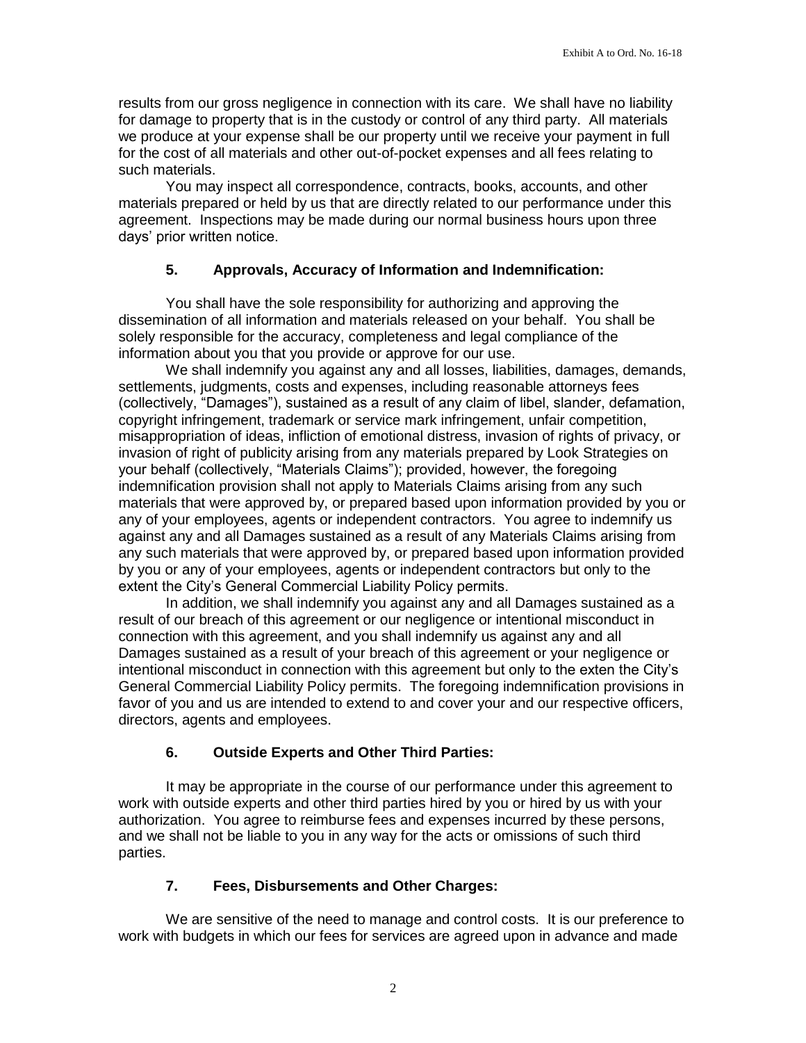results from our gross negligence in connection with its care. We shall have no liability for damage to property that is in the custody or control of any third party. All materials we produce at your expense shall be our property until we receive your payment in full for the cost of all materials and other out-of-pocket expenses and all fees relating to such materials.

You may inspect all correspondence, contracts, books, accounts, and other materials prepared or held by us that are directly related to our performance under this agreement. Inspections may be made during our normal business hours upon three days' prior written notice.

**5. Approvals, Accuracy of Information and Indemnification:**

You shall have the sole responsibility for authorizing and approving the dissemination of all information and materials released on your behalf. You shall be solely responsible for the accuracy, completeness and legal compliance of the information about you that you provide or approve for our use.

We shall indemnify you against any and all losses, liabilities, damages, demands, settlements, judgments, costs and expenses, including reasonable attorneys fees (collectively, "Damages"), sustained as a result of any claim of libel, slander, defamation, copyright infringement, trademark or service mark infringement, unfair competition, misappropriation of ideas, infliction of emotional distress, invasion of rights of privacy, or invasion of right of publicity arising from any materials prepared by Look Strategies on your behalf (collectively, "Materials Claims"); provided, however, the foregoing indemnification provision shall not apply to Materials Claims arising from any such materials that were approved by, or prepared based upon information provided by you or any of your employees, agents or independent contractors. You agree to indemnify us against any and all Damages sustained as a result of any Materials Claims arising from any such materials that were approved by, or prepared based upon information provided by you or any of your employees, agents or independent contractors but only to the extent the City's General Commercial Liability Policy permits.

In addition, we shall indemnify you against any and all Damages sustained as a result of our breach of this agreement or our negligence or intentional misconduct in connection with this agreement, and you shall indemnify us against any and all Damages sustained as a result of your breach of this agreement or your negligence or intentional misconduct in connection with this agreement but only to the exten the City's General Commercial Liability Policy permits. The foregoing indemnification provisions in favor of you and us are intended to extend to and cover your and our respective officers, directors, agents and employees.

**6. Outside Experts and Other Third Parties:**

It may be appropriate in the course of our performance under this agreement to work with outside experts and other third parties hired by you or hired by us with your authorization. You agree to reimburse fees and expenses incurred by these persons, and we shall not be liable to you in any way for the acts or omissions of such third parties.

**7. Fees, Disbursements and Other Charges:**

We are sensitive of the need to manage and control costs. It is our preference to work with budgets in which our fees for services are agreed upon in advance and made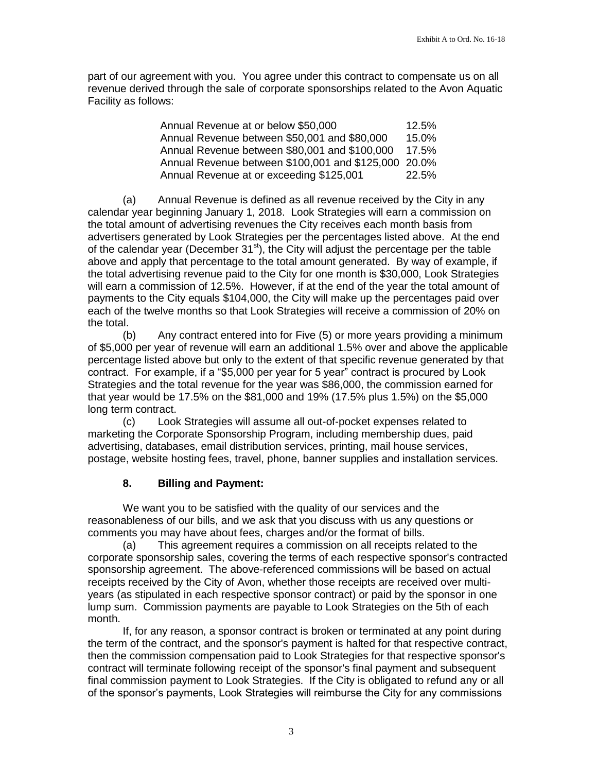part of our agreement with you. You agree under this contract to compensate us on all revenue derived through the sale of corporate sponsorships related to the Avon Aquatic Facility as follows:

| | |
|---|---|
| Annual Revenue at or below $50,000 | 12.5% |
| Annual Revenue between $50,001 and $80,000 | 15.0% |
| Annual Revenue between $80,001 and $100,000 | 17.5% |
| Annual Revenue between $100,001 and $125,000 | 20.0% |
| Annual Revenue at or exceeding $125,001 | 22.5% |

(a) Annual Revenue is defined as all revenue received by the City in any calendar year beginning January 1, 2018. Look Strategies will earn a commission on the total amount of advertising revenues the City receives each month basis from advertisers generated by Look Strategies per the percentages listed above. At the end of the calendar year (December 31st), the City will adjust the percentage per the table above and apply that percentage to the total amount generated. By way of example, if the total advertising revenue paid to the City for one month is $30,000, Look Strategies will earn a commission of 12.5%. However, if at the end of the year the total amount of payments to the City equals $104,000, the City will make up the percentages paid over each of the twelve months so that Look Strategies will receive a commission of 20% on the total.

(b) Any contract entered into for Five (5) or more years providing a minimum of $5,000 per year of revenue will earn an additional 1.5% over and above the applicable percentage listed above but only to the extent of that specific revenue generated by that contract. For example, if a "$5,000 per year for 5 year" contract is procured by Look Strategies and the total revenue for the year was $86,000, the commission earned for that year would be 17.5% on the $81,000 and 19% (17.5% plus 1.5%) on the $5,000 long term contract.

(c) Look Strategies will assume all out-of-pocket expenses related to marketing the Corporate Sponsorship Program, including membership dues, paid advertising, databases, email distribution services, printing, mail house services, postage, website hosting fees, travel, phone, banner supplies and installation services.

## 8. Billing and Payment:

We want you to be satisfied with the quality of our services and the reasonableness of our bills, and we ask that you discuss with us any questions or comments you may have about fees, charges and/or the format of bills.

(a) This agreement requires a commission on all receipts related to the corporate sponsorship sales, covering the terms of each respective sponsor's contracted sponsorship agreement. The above-referenced commissions will be based on actual receipts received by the City of Avon, whether those receipts are received over multi-years (as stipulated in each respective sponsor contract) or paid by the sponsor in one lump sum. Commission payments are payable to Look Strategies on the 5th of each month.

If, for any reason, a sponsor contract is broken or terminated at any point during the term of the contract, and the sponsor's payment is halted for that respective contract, then the commission compensation paid to Look Strategies for that respective sponsor's contract will terminate following receipt of the sponsor's final payment and subsequent final commission payment to Look Strategies. If the City is obligated to refund any or all of the sponsor's payments, Look Strategies will reimburse the City for any commissions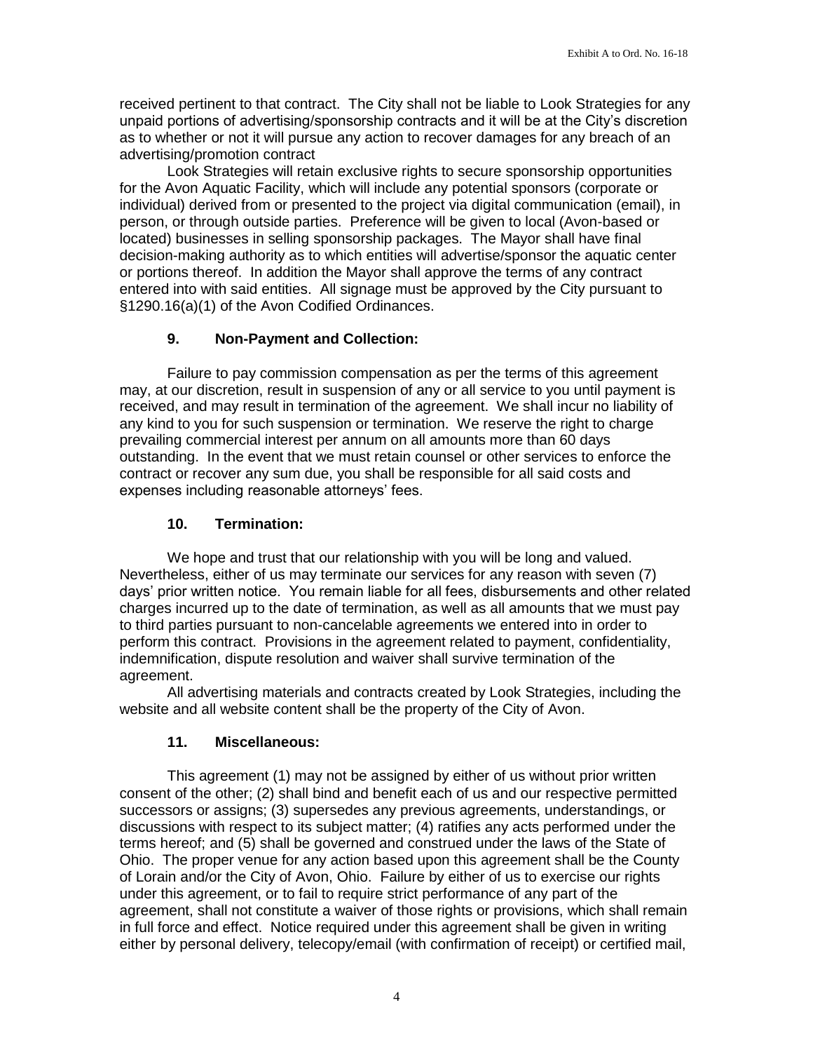received pertinent to that contract. The City shall not be liable to Look Strategies for any unpaid portions of advertising/sponsorship contracts and it will be at the City's discretion as to whether or not it will pursue any action to recover damages for any breach of an advertising/promotion contract

Look Strategies will retain exclusive rights to secure sponsorship opportunities for the Avon Aquatic Facility, which will include any potential sponsors (corporate or individual) derived from or presented to the project via digital communication (email), in person, or through outside parties. Preference will be given to local (Avon-based or located) businesses in selling sponsorship packages. The Mayor shall have final decision-making authority as to which entities will advertise/sponsor the aquatic center or portions thereof. In addition the Mayor shall approve the terms of any contract entered into with said entities. All signage must be approved by the City pursuant to §1290.16(a)(1) of the Avon Codified Ordinances.

**9. Non-Payment and Collection:**

Failure to pay commission compensation as per the terms of this agreement may, at our discretion, result in suspension of any or all service to you until payment is received, and may result in termination of the agreement. We shall incur no liability of any kind to you for such suspension or termination. We reserve the right to charge prevailing commercial interest per annum on all amounts more than 60 days outstanding. In the event that we must retain counsel or other services to enforce the contract or recover any sum due, you shall be responsible for all said costs and expenses including reasonable attorneys' fees.

**10. Termination:**

We hope and trust that our relationship with you will be long and valued. Nevertheless, either of us may terminate our services for any reason with seven (7) days' prior written notice. You remain liable for all fees, disbursements and other related charges incurred up to the date of termination, as well as all amounts that we must pay to third parties pursuant to non-cancelable agreements we entered into in order to perform this contract. Provisions in the agreement related to payment, confidentiality, indemnification, dispute resolution and waiver shall survive termination of the agreement.

All advertising materials and contracts created by Look Strategies, including the website and all website content shall be the property of the City of Avon.

**11. Miscellaneous:**

This agreement (1) may not be assigned by either of us without prior written consent of the other; (2) shall bind and benefit each of us and our respective permitted successors or assigns; (3) supersedes any previous agreements, understandings, or discussions with respect to its subject matter; (4) ratifies any acts performed under the terms hereof; and (5) shall be governed and construed under the laws of the State of Ohio. The proper venue for any action based upon this agreement shall be the County of Lorain and/or the City of Avon, Ohio. Failure by either of us to exercise our rights under this agreement, or to fail to require strict performance of any part of the agreement, shall not constitute a waiver of those rights or provisions, which shall remain in full force and effect. Notice required under this agreement shall be given in writing either by personal delivery, telecopy/email (with confirmation of receipt) or certified mail,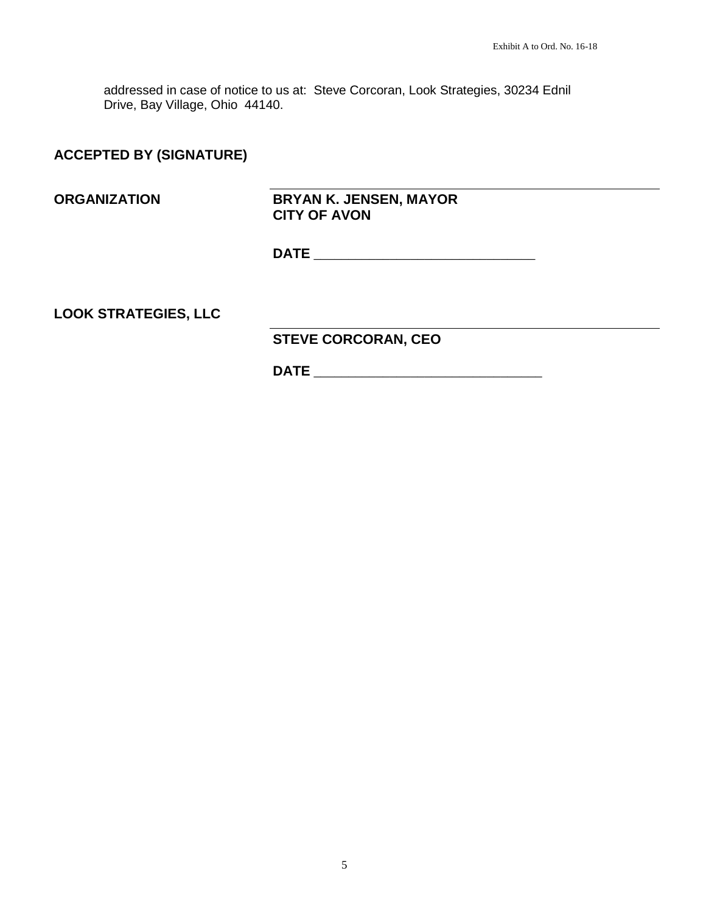addressed in case of notice to us at: Steve Corcoran, Look Strategies, 30234 Ednil Drive, Bay Village, Ohio 44140.

**ACCEPTED BY (SIGNATURE)**

**ORGANIZATION** ______________________________________________

**BRYAN K. JENSEN, MAYOR**
**CITY OF AVON**

**DATE** ______________________________

**LOOK STRATEGIES, LLC** ______________________________________________

**STEVE CORCORAN, CEO**

**DATE** ______________________________